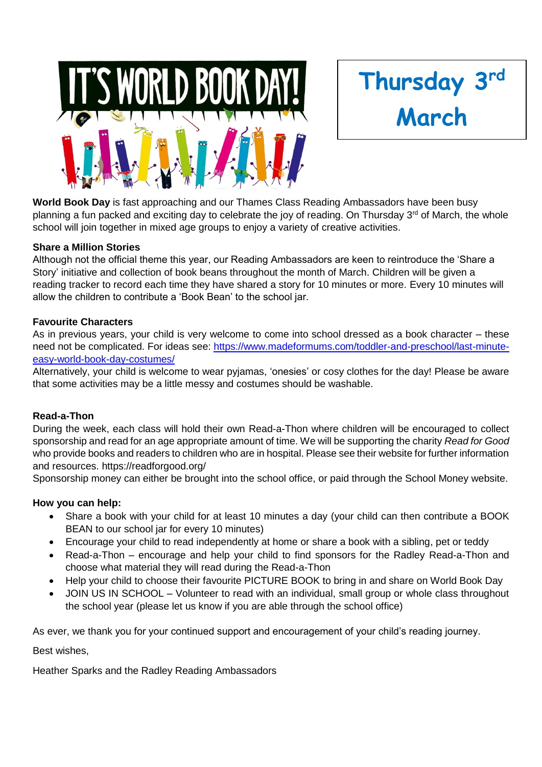# IT'S WORLD BOOK DAY!

**Thursday 3rd March**

**World Book Day** is fast approaching and our Thames Class Reading Ambassadors have been busy planning a fun packed and exciting day to celebrate the joy of reading. On Thursday 3rd of March, the whole school will join together in mixed age groups to enjoy a variety of creative activities.

**Share a Million Stories**

Although not the official theme this year, our Reading Ambassadors are keen to reintroduce the 'Share a Story' initiative and collection of book beans throughout the month of March. Children will be given a reading tracker to record each time they have shared a story for 10 minutes or more. Every 10 minutes will allow the children to contribute a 'Book Bean' to the school jar.

**Favourite Characters**

As in previous years, your child is very welcome to come into school dressed as a book character – these need not be complicated. For ideas see: [https://www.madeformums.com/toddler-and-preschool/last-minute-easy-world-book-day-costumes/](https://www.madeformums.com/toddler-and-preschool/last-minute-easy-world-book-day-costumes/)

Alternatively, your child is welcome to wear pyjamas, 'onesies' or cosy clothes for the day! Please be aware that some activities may be a little messy and costumes should be washable.

**Read-a-Thon**

During the week, each class will hold their own Read-a-Thon where children will be encouraged to collect sponsorship and read for an age appropriate amount of time. We will be supporting the charity *Read for Good* who provide books and readers to children who are in hospital. Please see their website for further information and resources. https://readforgood.org/

Sponsorship money can either be brought into the school office, or paid through the School Money website.

**How you can help:**

- Share a book with your child for at least 10 minutes a day (your child can then contribute a BOOK BEAN to our school jar for every 10 minutes)
- Encourage your child to read independently at home or share a book with a sibling, pet or teddy
- Read-a-Thon – encourage and help your child to find sponsors for the Radley Read-a-Thon and choose what material they will read during the Read-a-Thon
- Help your child to choose their favourite PICTURE BOOK to bring in and share on World Book Day
- JOIN US IN SCHOOL – Volunteer to read with an individual, small group or whole class throughout the school year (please let us know if you are able through the school office)

As ever, we thank you for your continued support and encouragement of your child's reading journey.

Best wishes,

Heather Sparks and the Radley Reading Ambassadors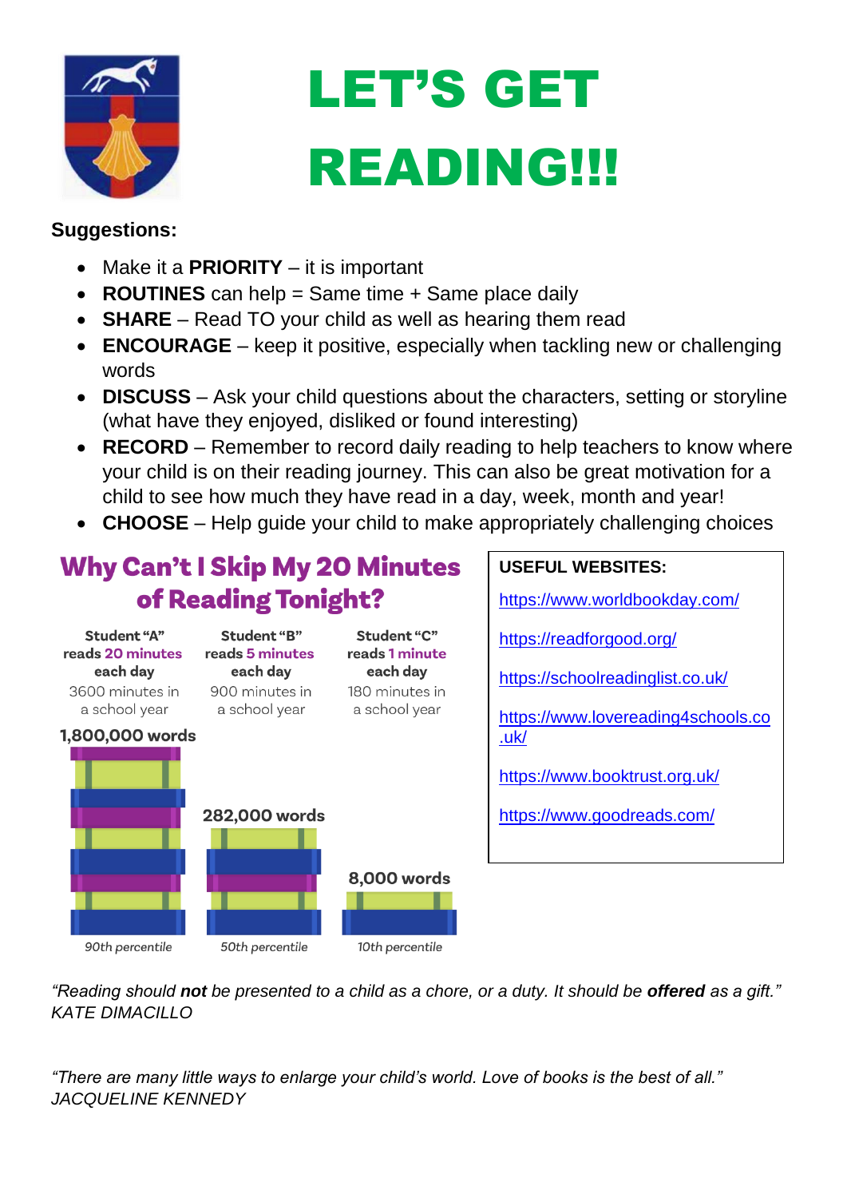# LET'S GET READING!!!

**Suggestions:**

- Make it a **PRIORITY** – it is important
- **ROUTINES** can help = Same time + Same place daily
- **SHARE** – Read TO your child as well as hearing them read
- **ENCOURAGE** – keep it positive, especially when tackling new or challenging words
- **DISCUSS** – Ask your child questions about the characters, setting or storyline (what have they enjoyed, disliked or found interesting)
- **RECORD** – Remember to record daily reading to help teachers to know where your child is on their reading journey. This can also be great motivation for a child to see how much they have read in a day, week, month and year!
- **CHOOSE** – Help guide your child to make appropriately challenging choices

## Why Can't I Skip My 20 Minutes of Reading Tonight?

**Student "A" reads 20 minutes each day**
3600 minutes in a school year

**Student "B" reads 5 minutes each day**
900 minutes in a school year

**Student "C" reads 1 minute each day**
180 minutes in a school year

1,800,000 words

282,000 words

8,000 words

*90th percentile*

*50th percentile*

*10th percentile*

**USEFUL WEBSITES:**

https://www.worldbookday.com/

https://readforgood.org/

https://schoolreadinglist.co.uk/

https://www.lovereading4schools.co.uk/

https://www.booktrust.org.uk/

https://www.goodreads.com/

*"Reading should **not** be presented to a child as a chore, or a duty. It should be **offered** as a gift."*
*KATE DIMACILLO*

*"There are many little ways to enlarge your child's world. Love of books is the best of all."*
*JACQUELINE KENNEDY*